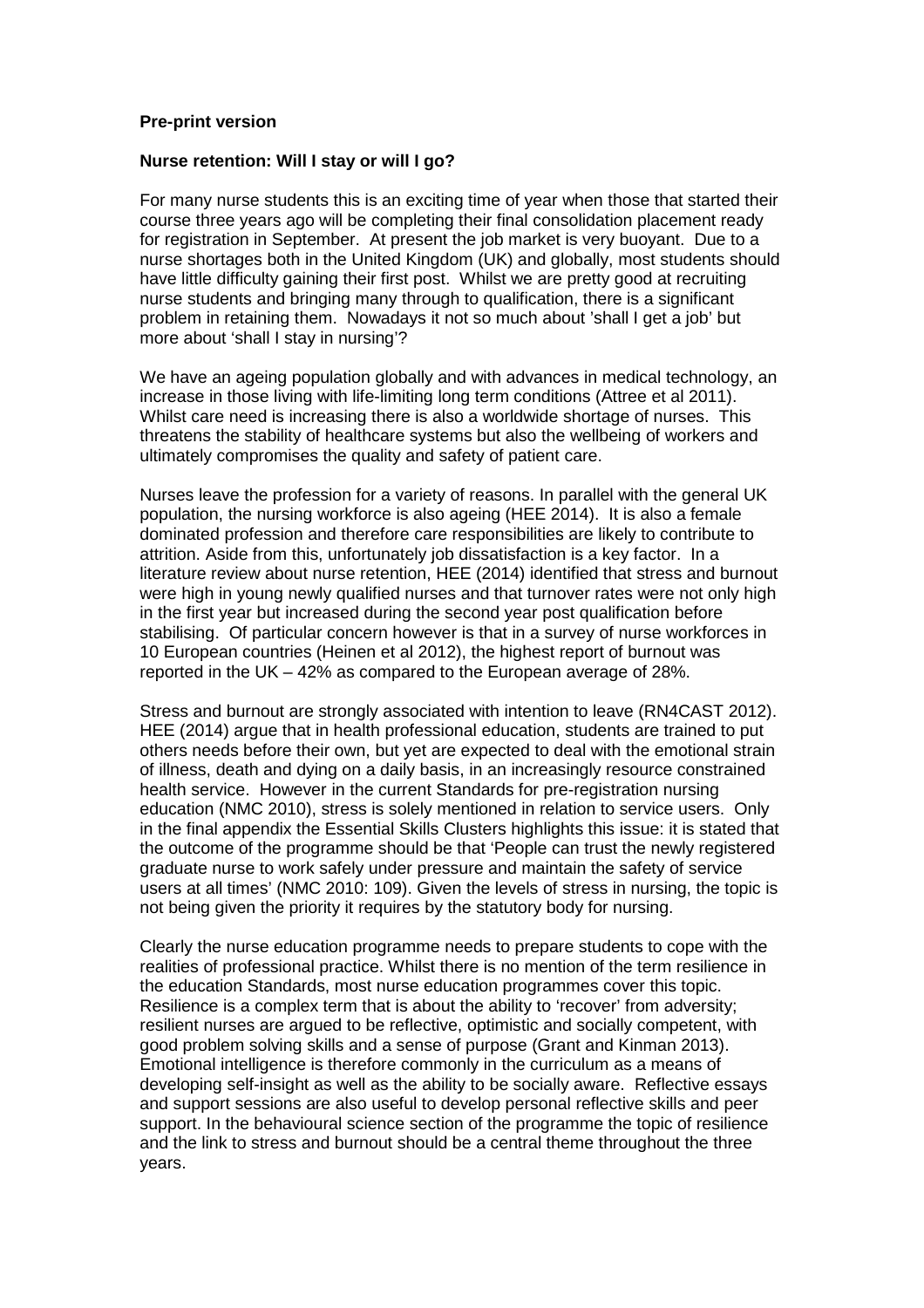**Pre-print version**

**Nurse retention: Will I stay or will I go?**

For many nurse students this is an exciting time of year when those that started their course three years ago will be completing their final consolidation placement ready for registration in September. At present the job market is very buoyant. Due to a nurse shortages both in the United Kingdom (UK) and globally, most students should have little difficulty gaining their first post. Whilst we are pretty good at recruiting nurse students and bringing many through to qualification, there is a significant problem in retaining them. Nowadays it not so much about 'shall I get a job' but more about 'shall I stay in nursing'?

We have an ageing population globally and with advances in medical technology, an increase in those living with life-limiting long term conditions (Attree et al 2011). Whilst care need is increasing there is also a worldwide shortage of nurses. This threatens the stability of healthcare systems but also the wellbeing of workers and ultimately compromises the quality and safety of patient care.

Nurses leave the profession for a variety of reasons. In parallel with the general UK population, the nursing workforce is also ageing (HEE 2014). It is also a female dominated profession and therefore care responsibilities are likely to contribute to attrition. Aside from this, unfortunately job dissatisfaction is a key factor. In a literature review about nurse retention, HEE (2014) identified that stress and burnout were high in young newly qualified nurses and that turnover rates were not only high in the first year but increased during the second year post qualification before stabilising. Of particular concern however is that in a survey of nurse workforces in 10 European countries (Heinen et al 2012), the highest report of burnout was reported in the UK – 42% as compared to the European average of 28%.

Stress and burnout are strongly associated with intention to leave (RN4CAST 2012). HEE (2014) argue that in health professional education, students are trained to put others needs before their own, but yet are expected to deal with the emotional strain of illness, death and dying on a daily basis, in an increasingly resource constrained health service. However in the current Standards for pre-registration nursing education (NMC 2010), stress is solely mentioned in relation to service users. Only in the final appendix the Essential Skills Clusters highlights this issue: it is stated that the outcome of the programme should be that 'People can trust the newly registered graduate nurse to work safely under pressure and maintain the safety of service users at all times' (NMC 2010: 109). Given the levels of stress in nursing, the topic is not being given the priority it requires by the statutory body for nursing.

Clearly the nurse education programme needs to prepare students to cope with the realities of professional practice. Whilst there is no mention of the term resilience in the education Standards, most nurse education programmes cover this topic. Resilience is a complex term that is about the ability to 'recover' from adversity; resilient nurses are argued to be reflective, optimistic and socially competent, with good problem solving skills and a sense of purpose (Grant and Kinman 2013). Emotional intelligence is therefore commonly in the curriculum as a means of developing self-insight as well as the ability to be socially aware. Reflective essays and support sessions are also useful to develop personal reflective skills and peer support. In the behavioural science section of the programme the topic of resilience and the link to stress and burnout should be a central theme throughout the three years.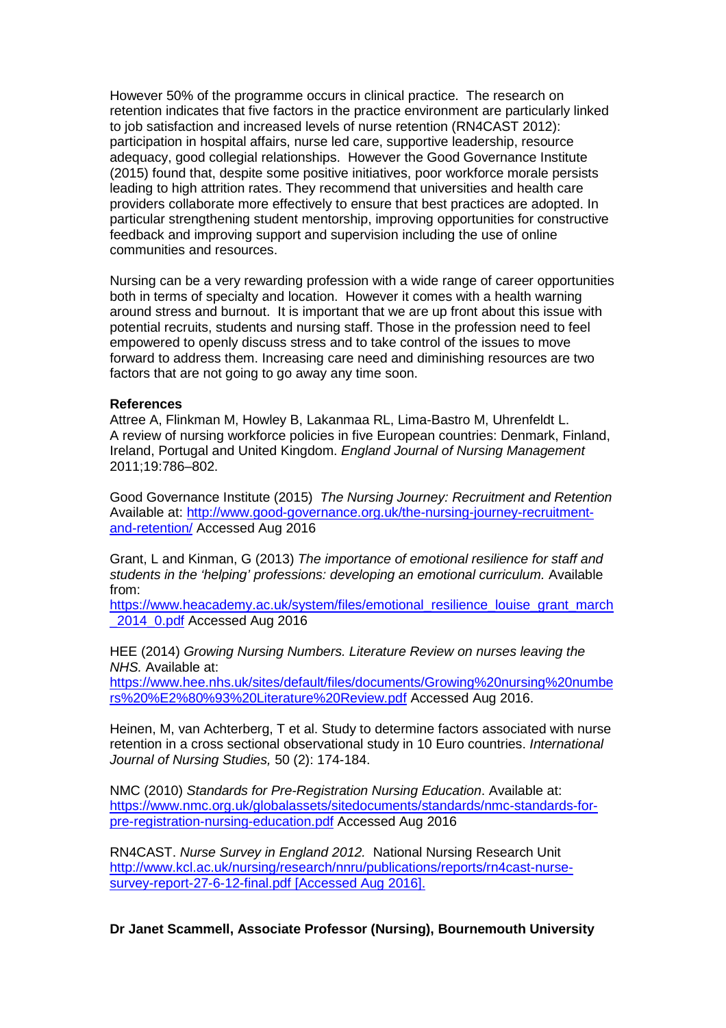However 50% of the programme occurs in clinical practice. The research on retention indicates that five factors in the practice environment are particularly linked to job satisfaction and increased levels of nurse retention (RN4CAST 2012): participation in hospital affairs, nurse led care, supportive leadership, resource adequacy, good collegial relationships. However the Good Governance Institute (2015) found that, despite some positive initiatives, poor workforce morale persists leading to high attrition rates. They recommend that universities and health care providers collaborate more effectively to ensure that best practices are adopted. In particular strengthening student mentorship, improving opportunities for constructive feedback and improving support and supervision including the use of online communities and resources.

Nursing can be a very rewarding profession with a wide range of career opportunities both in terms of specialty and location. However it comes with a health warning around stress and burnout. It is important that we are up front about this issue with potential recruits, students and nursing staff. Those in the profession need to feel empowered to openly discuss stress and to take control of the issues to move forward to address them. Increasing care need and diminishing resources are two factors that are not going to go away any time soon.

**References**

Attree A, Flinkman M, Howley B, Lakanmaa RL, Lima-Bastro M, Uhrenfeldt L. A review of nursing workforce policies in five European countries: Denmark, Finland, Ireland, Portugal and United Kingdom. *England Journal of Nursing Management* 2011;19:786–802.

Good Governance Institute (2015) *The Nursing Journey: Recruitment and Retention* Available at: http://www.good-governance.org.uk/the-nursing-journey-recruitment-and-retention/ Accessed Aug 2016

Grant, L and Kinman, G (2013) *The importance of emotional resilience for staff and students in the 'helping' professions: developing an emotional curriculum.* Available from: https://www.heacademy.ac.uk/system/files/emotional_resilience_louise_grant_march_2014_0.pdf Accessed Aug 2016

HEE (2014) *Growing Nursing Numbers. Literature Review on nurses leaving the NHS.* Available at: https://www.hee.nhs.uk/sites/default/files/documents/Growing%20nursing%20numbers%20%E2%80%93%20Literature%20Review.pdf Accessed Aug 2016.

Heinen, M, van Achterberg, T et al. Study to determine factors associated with nurse retention in a cross sectional observational study in 10 Euro countries. *International Journal of Nursing Studies,* 50 (2): 174-184.

NMC (2010) *Standards for Pre-Registration Nursing Education*. Available at: https://www.nmc.org.uk/globalassets/sitedocuments/standards/nmc-standards-for-pre-registration-nursing-education.pdf Accessed Aug 2016

RN4CAST. *Nurse Survey in England 2012.* National Nursing Research Unit http://www.kcl.ac.uk/nursing/research/nnru/publications/reports/rn4cast-nurse-survey-report-27-6-12-final.pdf [Accessed Aug 2016].

**Dr Janet Scammell, Associate Professor (Nursing), Bournemouth University**